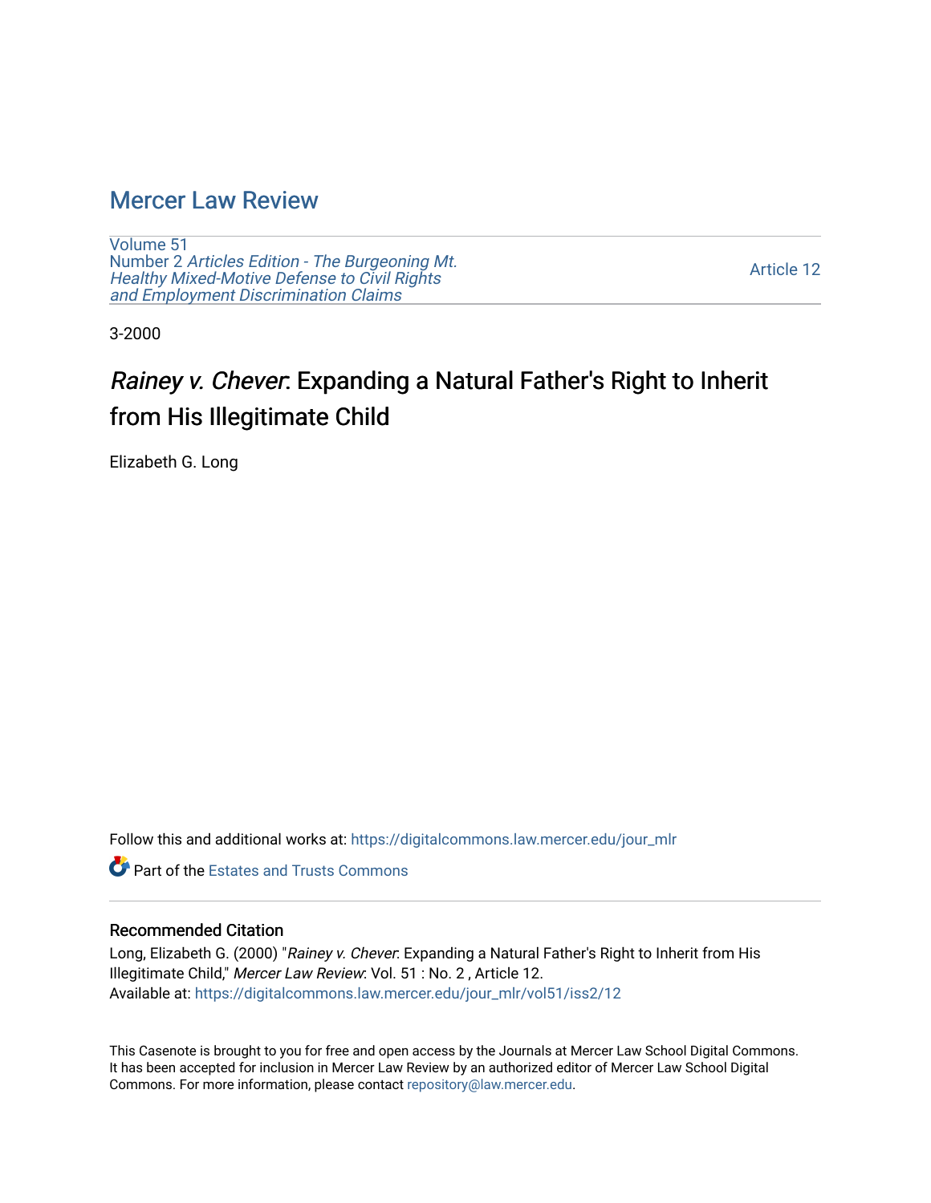# Mercer Law Review

Volume 51
Number 2 *Articles Edition - The Burgeoning Mt. Healthy Mixed-Motive Defense to Civil Rights and Employment Discrimination Claims*

Article 12

3-2000

## *Rainey v. Chever*: Expanding a Natural Father's Right to Inherit from His Illegitimate Child

Elizabeth G. Long

Follow this and additional works at: https://digitalcommons.law.mercer.edu/jour_mlr

Part of the Estates and Trusts Commons

### Recommended Citation

Long, Elizabeth G. (2000) "*Rainey v. Chever*: Expanding a Natural Father's Right to Inherit from His Illegitimate Child," *Mercer Law Review*: Vol. 51 : No. 2 , Article 12.
Available at: https://digitalcommons.law.mercer.edu/jour_mlr/vol51/iss2/12

This Casenote is brought to you for free and open access by the Journals at Mercer Law School Digital Commons. It has been accepted for inclusion in Mercer Law Review by an authorized editor of Mercer Law School Digital Commons. For more information, please contact repository@law.mercer.edu.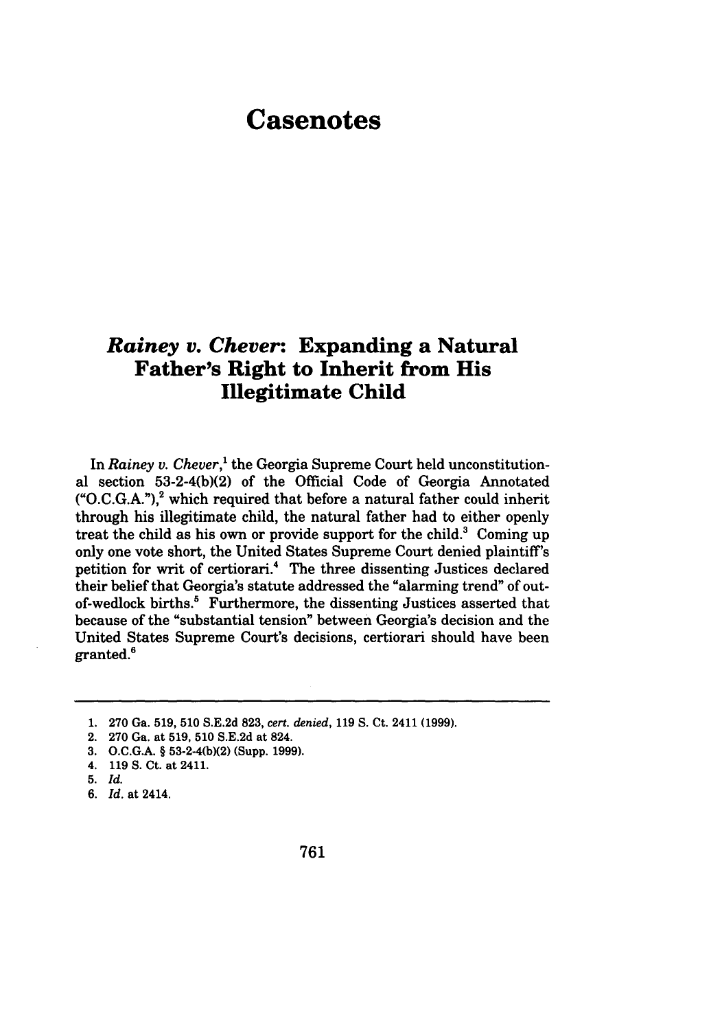# Casenotes

## *Rainey v. Chever*: Expanding a Natural Father's Right to Inherit from His Illegitimate Child

In *Rainey v. Chever*,[1] the Georgia Supreme Court held unconstitutional section 53-2-4(b)(2) of the Official Code of Georgia Annotated ("O.C.G.A."),[2] which required that before a natural father could inherit through his illegitimate child, the natural father had to either openly treat the child as his own or provide support for the child.[3] Coming up only one vote short, the United States Supreme Court denied plaintiff's petition for writ of certiorari.[4] The three dissenting Justices declared their belief that Georgia's statute addressed the "alarming trend" of out-of-wedlock births.[5] Furthermore, the dissenting Justices asserted that because of the "substantial tension" between Georgia's decision and the United States Supreme Court's decisions, certiorari should have been granted.[6]

---

1. 270 Ga. 519, 510 S.E.2d 823, *cert. denied*, 119 S. Ct. 2411 (1999).
2. 270 Ga. at 519, 510 S.E.2d at 824.
3. O.C.G.A. § 53-2-4(b)(2) (Supp. 1999).
4. 119 S. Ct. at 2411.
5. *Id.*
6. *Id.* at 2414.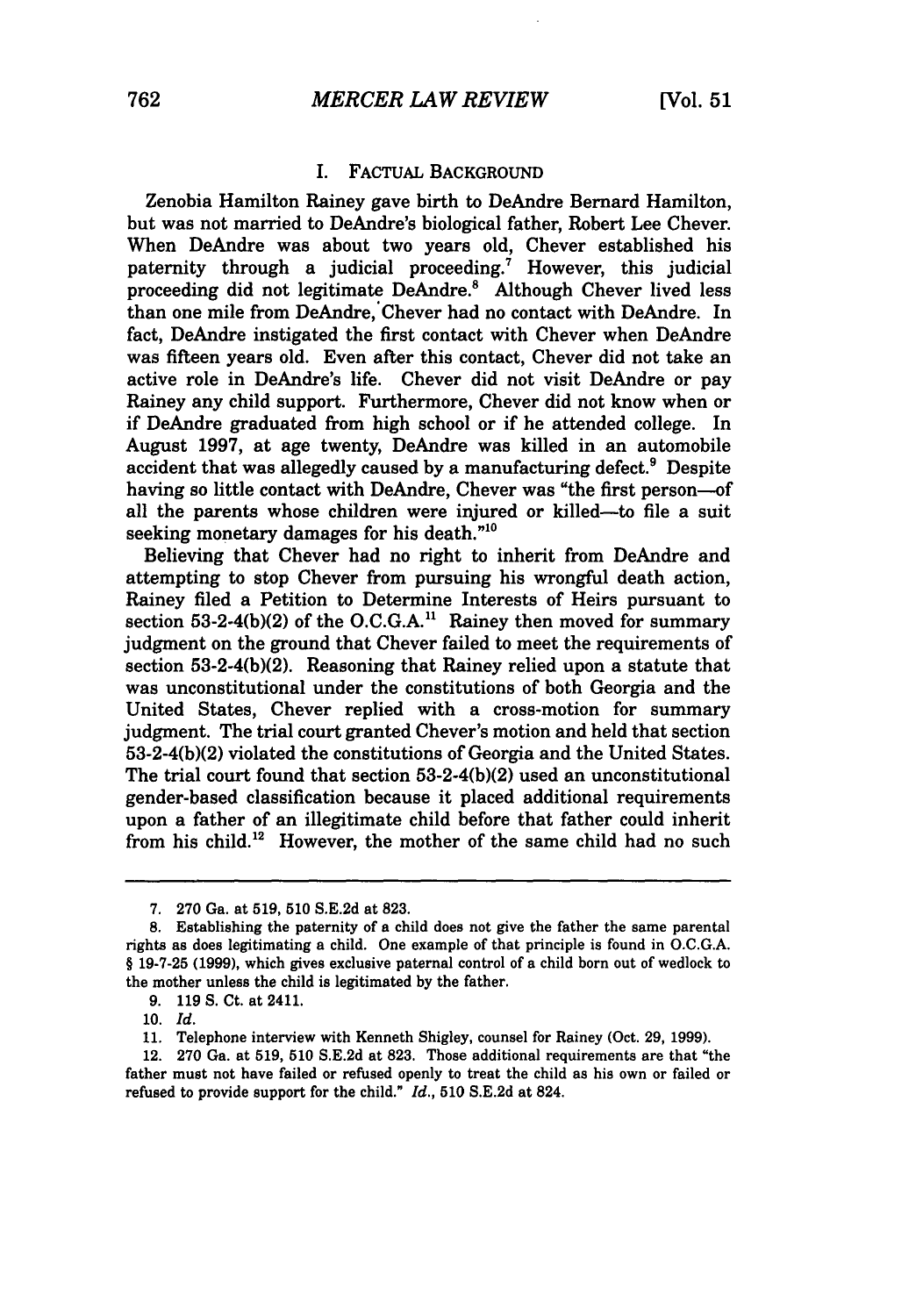## I. FACTUAL BACKGROUND

Zenobia Hamilton Rainey gave birth to DeAndre Bernard Hamilton, but was not married to DeAndre's biological father, Robert Lee Chever. When DeAndre was about two years old, Chever established his paternity through a judicial proceeding.[7] However, this judicial proceeding did not legitimate DeAndre.[8] Although Chever lived less than one mile from DeAndre, Chever had no contact with DeAndre. In fact, DeAndre instigated the first contact with Chever when DeAndre was fifteen years old. Even after this contact, Chever did not take an active role in DeAndre's life. Chever did not visit DeAndre or pay Rainey any child support. Furthermore, Chever did not know when or if DeAndre graduated from high school or if he attended college. In August 1997, at age twenty, DeAndre was killed in an automobile accident that was allegedly caused by a manufacturing defect.[9] Despite having so little contact with DeAndre, Chever was "the first person—of all the parents whose children were injured or killed—to file a suit seeking monetary damages for his death."[10]

Believing that Chever had no right to inherit from DeAndre and attempting to stop Chever from pursuing his wrongful death action, Rainey filed a Petition to Determine Interests of Heirs pursuant to section 53-2-4(b)(2) of the O.C.G.A.[11] Rainey then moved for summary judgment on the ground that Chever failed to meet the requirements of section 53-2-4(b)(2). Reasoning that Rainey relied upon a statute that was unconstitutional under the constitutions of both Georgia and the United States, Chever replied with a cross-motion for summary judgment. The trial court granted Chever's motion and held that section 53-2-4(b)(2) violated the constitutions of Georgia and the United States. The trial court found that section 53-2-4(b)(2) used an unconstitutional gender-based classification because it placed additional requirements upon a father of an illegitimate child before that father could inherit from his child.[12] However, the mother of the same child had no such

---

7. 270 Ga. at 519, 510 S.E.2d at 823.

8. Establishing the paternity of a child does not give the father the same parental rights as does legitimating a child. One example of that principle is found in O.C.G.A. § 19-7-25 (1999), which gives exclusive paternal control of a child born out of wedlock to the mother unless the child is legitimated by the father.

9. 119 S. Ct. at 2411.

10. *Id.*

11. Telephone interview with Kenneth Shigley, counsel for Rainey (Oct. 29, 1999).

12. 270 Ga. at 519, 510 S.E.2d at 823. Those additional requirements are that "the father must not have failed or refused openly to treat the child as his own or failed or refused to provide support for the child." *Id.*, 510 S.E.2d at 824.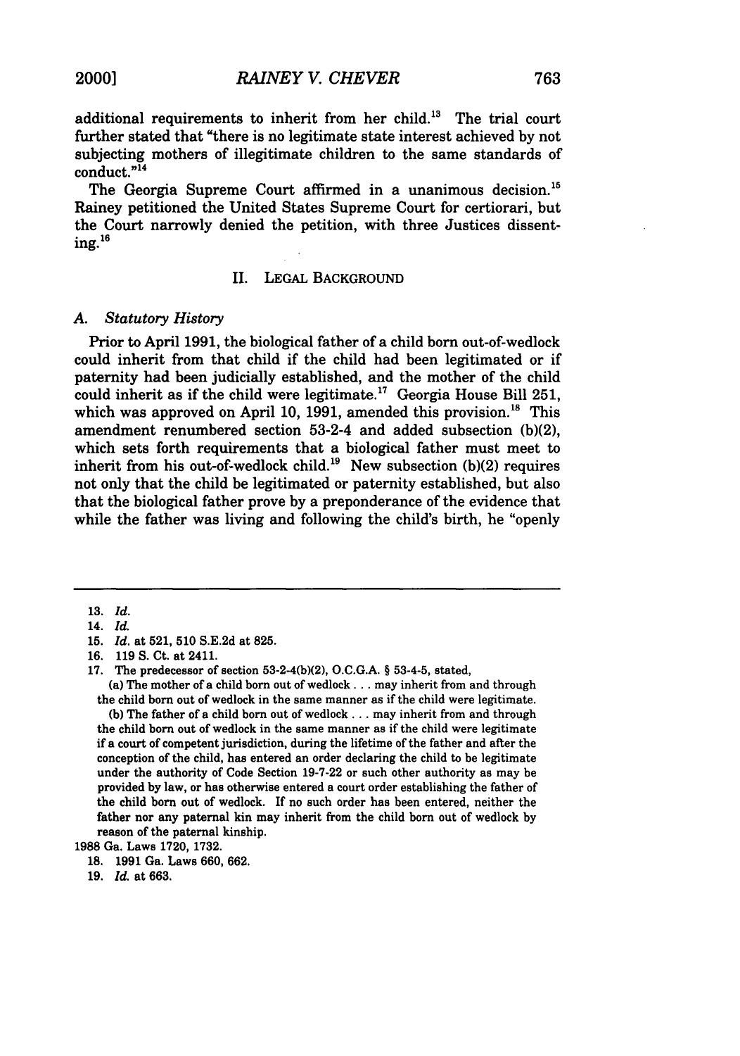additional requirements to inherit from her child.[13] The trial court further stated that "there is no legitimate state interest achieved by not subjecting mothers of illegitimate children to the same standards of conduct."[14]

The Georgia Supreme Court affirmed in a unanimous decision.[15] Rainey petitioned the United States Supreme Court for certiorari, but the Court narrowly denied the petition, with three Justices dissenting.[16]

## II. LEGAL BACKGROUND

### *A. Statutory History*

Prior to April 1991, the biological father of a child born out-of-wedlock could inherit from that child if the child had been legitimated or if paternity had been judicially established, and the mother of the child could inherit as if the child were legitimate.[17] Georgia House Bill 251, which was approved on April 10, 1991, amended this provision.[18] This amendment renumbered section 53-2-4 and added subsection (b)(2), which sets forth requirements that a biological father must meet to inherit from his out-of-wedlock child.[19] New subsection (b)(2) requires not only that the child be legitimated or paternity established, but also that the biological father prove by a preponderance of the evidence that while the father was living and following the child's birth, he "openly

---

13. *Id.*

14. *Id.*

15. *Id.* at 521, 510 S.E.2d at 825.

16. 119 S. Ct. at 2411.

17. The predecessor of section 53-2-4(b)(2), O.C.G.A. § 53-4-5, stated,

(a) The mother of a child born out of wedlock . . . may inherit from and through the child born out of wedlock in the same manner as if the child were legitimate.

(b) The father of a child born out of wedlock . . . may inherit from and through the child born out of wedlock in the same manner as if the child were legitimate if a court of competent jurisdiction, during the lifetime of the father and after the conception of the child, has entered an order declaring the child to be legitimate under the authority of Code Section 19-7-22 or such other authority as may be provided by law, or has otherwise entered a court order establishing the father of the child born out of wedlock. If no such order has been entered, neither the father nor any paternal kin may inherit from the child born out of wedlock by reason of the paternal kinship.

1988 Ga. Laws 1720, 1732.

18. 1991 Ga. Laws 660, 662.

19. *Id.* at 663.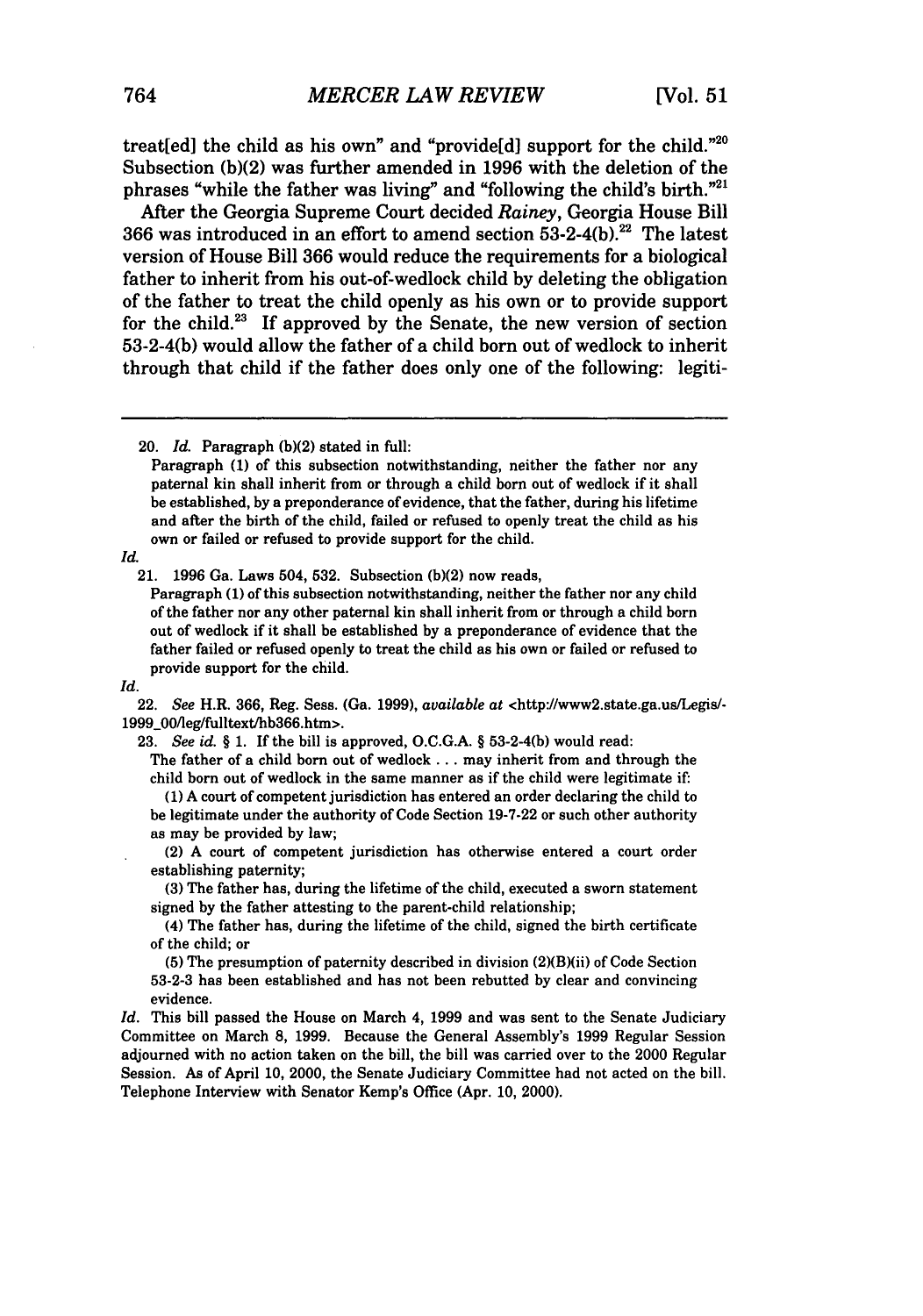treat[ed] the child as his own" and "provide[d] support for the child."[20] Subsection (b)(2) was further amended in 1996 with the deletion of the phrases "while the father was living" and "following the child's birth."[21]

After the Georgia Supreme Court decided *Rainey*, Georgia House Bill 366 was introduced in an effort to amend section 53-2-4(b).[22] The latest version of House Bill 366 would reduce the requirements for a biological father to inherit from his out-of-wedlock child by deleting the obligation of the father to treat the child openly as his own or to provide support for the child.[23] If approved by the Senate, the new version of section 53-2-4(b) would allow the father of a child born out of wedlock to inherit through that child if the father does only one of the following: legiti-

---

20. *Id.* Paragraph (b)(2) stated in full:

> Paragraph (1) of this subsection notwithstanding, neither the father nor any paternal kin shall inherit from or through a child born out of wedlock if it shall be established, by a preponderance of evidence, that the father, during his lifetime and after the birth of the child, failed or refused to openly treat the child as his own or failed or refused to provide support for the child.

*Id.*

21. 1996 Ga. Laws 504, 532. Subsection (b)(2) now reads,

> Paragraph (1) of this subsection notwithstanding, neither the father nor any child of the father nor any other paternal kin shall inherit from or through a child born out of wedlock if it shall be established by a preponderance of evidence that the father failed or refused openly to treat the child as his own or failed or refused to provide support for the child.

*Id.*

22. *See* H.R. 366, Reg. Sess. (Ga. 1999), *available at* <http://www2.state.ga.us/Legis/-1999_00/leg/fulltext/hb366.htm>.

23. *See id.* § 1. If the bill is approved, O.C.G.A. § 53-2-4(b) would read:

> The father of a child born out of wedlock . . . may inherit from and through the child born out of wedlock in the same manner as if the child were legitimate if:
>
> (1) A court of competent jurisdiction has entered an order declaring the child to be legitimate under the authority of Code Section 19-7-22 or such other authority as may be provided by law;
>
> (2) A court of competent jurisdiction has otherwise entered a court order establishing paternity;
>
> (3) The father has, during the lifetime of the child, executed a sworn statement signed by the father attesting to the parent-child relationship;
>
> (4) The father has, during the lifetime of the child, signed the birth certificate of the child; or
>
> (5) The presumption of paternity described in division (2)(B)(ii) of Code Section 53-2-3 has been established and has not been rebutted by clear and convincing evidence.

*Id.* This bill passed the House on March 4, 1999 and was sent to the Senate Judiciary Committee on March 8, 1999. Because the General Assembly's 1999 Regular Session adjourned with no action taken on the bill, the bill was carried over to the 2000 Regular Session. As of April 10, 2000, the Senate Judiciary Committee had not acted on the bill. Telephone Interview with Senator Kemp's Office (Apr. 10, 2000).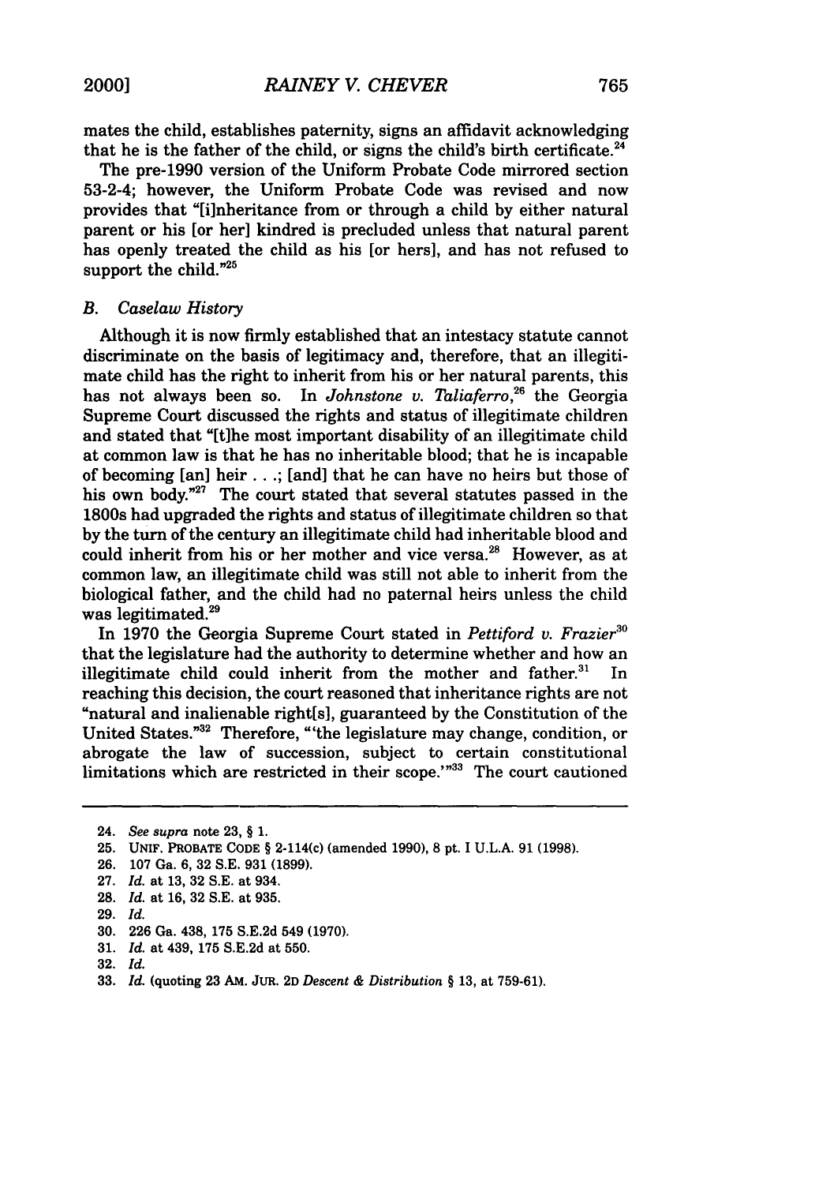mates the child, establishes paternity, signs an affidavit acknowledging that he is the father of the child, or signs the child's birth certificate.[24]

The pre-1990 version of the Uniform Probate Code mirrored section 53-2-4; however, the Uniform Probate Code was revised and now provides that "[i]nheritance from or through a child by either natural parent or his [or her] kindred is precluded unless that natural parent has openly treated the child as his [or hers], and has not refused to support the child."[25]

### *B. Caselaw History*

Although it is now firmly established that an intestacy statute cannot discriminate on the basis of legitimacy and, therefore, that an illegitimate child has the right to inherit from his or her natural parents, this has not always been so. In *Johnstone v. Taliaferro*,[26] the Georgia Supreme Court discussed the rights and status of illegitimate children and stated that "[t]he most important disability of an illegitimate child at common law is that he has no inheritable blood; that he is incapable of becoming [an] heir . . .; [and] that he can have no heirs but those of his own body."[27] The court stated that several statutes passed in the 1800s had upgraded the rights and status of illegitimate children so that by the turn of the century an illegitimate child had inheritable blood and could inherit from his or her mother and vice versa.[28] However, as at common law, an illegitimate child was still not able to inherit from the biological father, and the child had no paternal heirs unless the child was legitimated.[29]

In 1970 the Georgia Supreme Court stated in *Pettiford v. Frazier*[30] that the legislature had the authority to determine whether and how an illegitimate child could inherit from the mother and father.[31] In reaching this decision, the court reasoned that inheritance rights are not "natural and inalienable right[s], guaranteed by the Constitution of the United States."[32] Therefore, "'the legislature may change, condition, or abrogate the law of succession, subject to certain constitutional limitations which are restricted in their scope.'"[33] The court cautioned

---

24. *See supra* note 23, § 1.
25. UNIF. PROBATE CODE § 2-114(c) (amended 1990), 8 pt. I U.L.A. 91 (1998).
26. 107 Ga. 6, 32 S.E. 931 (1899).
27. *Id.* at 13, 32 S.E. at 934.
28. *Id.* at 16, 32 S.E. at 935.
29. *Id.*
30. 226 Ga. 438, 175 S.E.2d 549 (1970).
31. *Id.* at 439, 175 S.E.2d at 550.
32. *Id.*
33. *Id.* (quoting 23 AM. JUR. 2D *Descent & Distribution* § 13, at 759-61).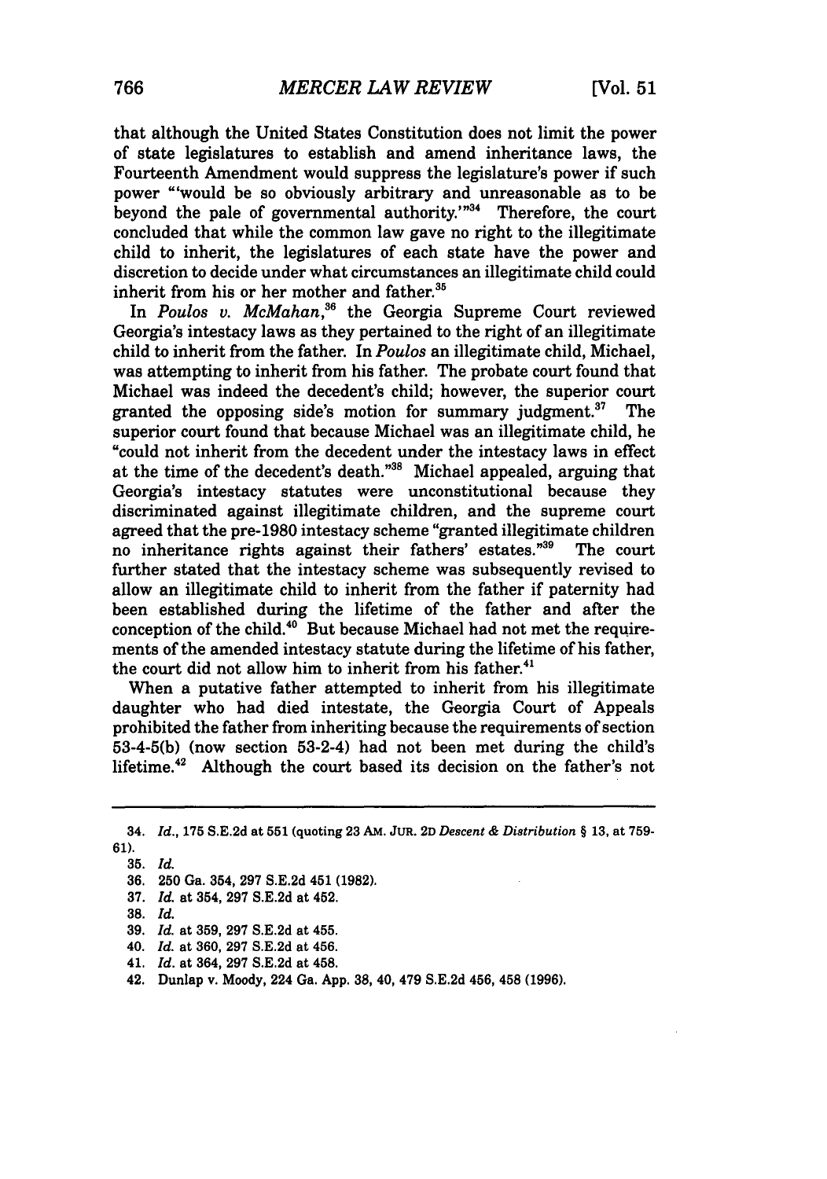that although the United States Constitution does not limit the power of state legislatures to establish and amend inheritance laws, the Fourteenth Amendment would suppress the legislature's power if such power "'would be so obviously arbitrary and unreasonable as to be beyond the pale of governmental authority.'"[34] Therefore, the court concluded that while the common law gave no right to the illegitimate child to inherit, the legislatures of each state have the power and discretion to decide under what circumstances an illegitimate child could inherit from his or her mother and father.[35]

In *Poulos v. McMahan*,[36] the Georgia Supreme Court reviewed Georgia's intestacy laws as they pertained to the right of an illegitimate child to inherit from the father. In *Poulos* an illegitimate child, Michael, was attempting to inherit from his father. The probate court found that Michael was indeed the decedent's child; however, the superior court granted the opposing side's motion for summary judgment.[37] The superior court found that because Michael was an illegitimate child, he "could not inherit from the decedent under the intestacy laws in effect at the time of the decedent's death."[38] Michael appealed, arguing that Georgia's intestacy statutes were unconstitutional because they discriminated against illegitimate children, and the supreme court agreed that the pre-1980 intestacy scheme "granted illegitimate children no inheritance rights against their fathers' estates."[39] The court further stated that the intestacy scheme was subsequently revised to allow an illegitimate child to inherit from the father if paternity had been established during the lifetime of the father and after the conception of the child.[40] But because Michael had not met the requirements of the amended intestacy statute during the lifetime of his father, the court did not allow him to inherit from his father.[41]

When a putative father attempted to inherit from his illegitimate daughter who had died intestate, the Georgia Court of Appeals prohibited the father from inheriting because the requirements of section 53-4-5(b) (now section 53-2-4) had not been met during the child's lifetime.[42] Although the court based its decision on the father's not

---

34. *Id.*, 175 S.E.2d at 551 (quoting 23 AM. JUR. 2D *Descent & Distribution* § 13, at 759-61).

35. *Id.*

36. 250 Ga. 354, 297 S.E.2d 451 (1982).

37. *Id.* at 354, 297 S.E.2d at 452.

38. *Id.*

39. *Id.* at 359, 297 S.E.2d at 455.

40. *Id.* at 360, 297 S.E.2d at 456.

41. *Id.* at 364, 297 S.E.2d at 458.

42. Dunlap v. Moody, 224 Ga. App. 38, 40, 479 S.E.2d 456, 458 (1996).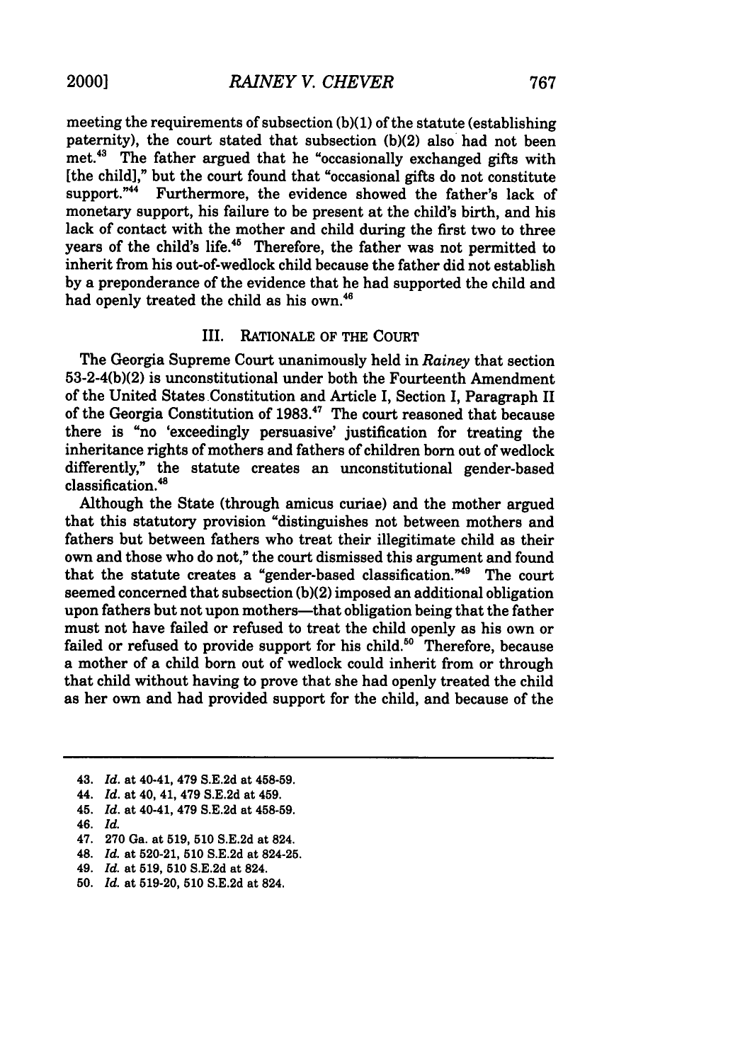meeting the requirements of subsection (b)(1) of the statute (establishing paternity), the court stated that subsection (b)(2) also had not been met.[43] The father argued that he "occasionally exchanged gifts with [the child]," but the court found that "occasional gifts do not constitute support."[44] Furthermore, the evidence showed the father's lack of monetary support, his failure to be present at the child's birth, and his lack of contact with the mother and child during the first two to three years of the child's life.[45] Therefore, the father was not permitted to inherit from his out-of-wedlock child because the father did not establish by a preponderance of the evidence that he had supported the child and had openly treated the child as his own.[46]

## III. RATIONALE OF THE COURT

The Georgia Supreme Court unanimously held in *Rainey* that section 53-2-4(b)(2) is unconstitutional under both the Fourteenth Amendment of the United States Constitution and Article I, Section I, Paragraph II of the Georgia Constitution of 1983.[47] The court reasoned that because there is "no 'exceedingly persuasive' justification for treating the inheritance rights of mothers and fathers of children born out of wedlock differently," the statute creates an unconstitutional gender-based classification.[48]

Although the State (through amicus curiae) and the mother argued that this statutory provision "distinguishes not between mothers and fathers but between fathers who treat their illegitimate child as their own and those who do not," the court dismissed this argument and found that the statute creates a "gender-based classification."[49] The court seemed concerned that subsection (b)(2) imposed an additional obligation upon fathers but not upon mothers—that obligation being that the father must not have failed or refused to treat the child openly as his own or failed or refused to provide support for his child.[50] Therefore, because a mother of a child born out of wedlock could inherit from or through that child without having to prove that she had openly treated the child as her own and had provided support for the child, and because of the

---

43. *Id.* at 40-41, 479 S.E.2d at 458-59.
44. *Id.* at 40, 41, 479 S.E.2d at 459.
45. *Id.* at 40-41, 479 S.E.2d at 458-59.
46. *Id.*
47. 270 Ga. at 519, 510 S.E.2d at 824.
48. *Id.* at 520-21, 510 S.E.2d at 824-25.
49. *Id.* at 519, 510 S.E.2d at 824.
50. *Id.* at 519-20, 510 S.E.2d at 824.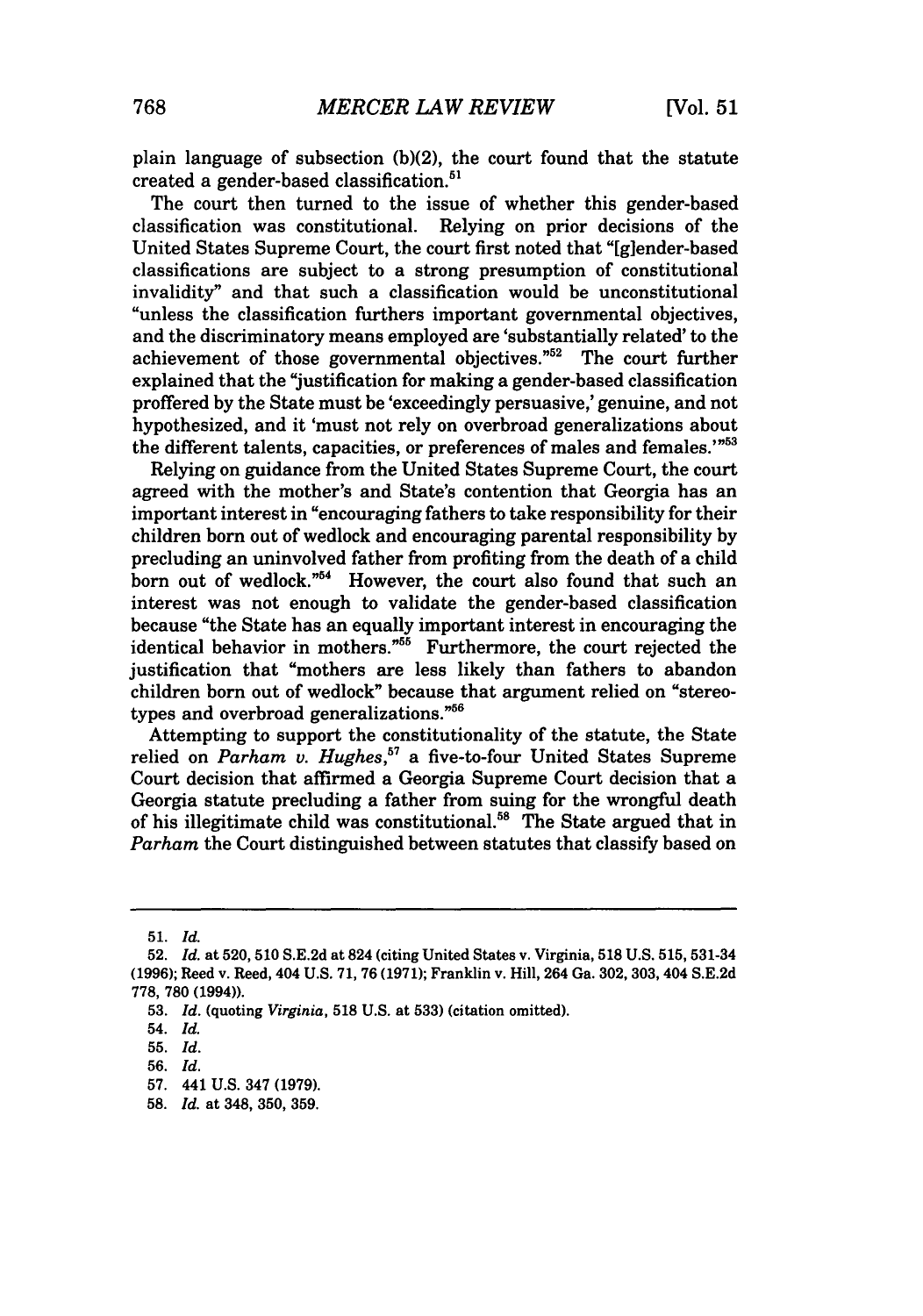plain language of subsection (b)(2), the court found that the statute created a gender-based classification.[51]

The court then turned to the issue of whether this gender-based classification was constitutional. Relying on prior decisions of the United States Supreme Court, the court first noted that "[g]ender-based classifications are subject to a strong presumption of constitutional invalidity" and that such a classification would be unconstitutional "unless the classification furthers important governmental objectives, and the discriminatory means employed are 'substantially related' to the achievement of those governmental objectives."[52] The court further explained that the "justification for making a gender-based classification proffered by the State must be 'exceedingly persuasive,' genuine, and not hypothesized, and it 'must not rely on overbroad generalizations about the different talents, capacities, or preferences of males and females.'"[53]

Relying on guidance from the United States Supreme Court, the court agreed with the mother's and State's contention that Georgia has an important interest in "encouraging fathers to take responsibility for their children born out of wedlock and encouraging parental responsibility by precluding an uninvolved father from profiting from the death of a child born out of wedlock."[54] However, the court also found that such an interest was not enough to validate the gender-based classification because "the State has an equally important interest in encouraging the identical behavior in mothers."[55] Furthermore, the court rejected the justification that "mothers are less likely than fathers to abandon children born out of wedlock" because that argument relied on "stereotypes and overbroad generalizations."[56]

Attempting to support the constitutionality of the statute, the State relied on *Parham v. Hughes*,[57] a five-to-four United States Supreme Court decision that affirmed a Georgia Supreme Court decision that a Georgia statute precluding a father from suing for the wrongful death of his illegitimate child was constitutional.[58] The State argued that in *Parham* the Court distinguished between statutes that classify based on

---

51. *Id.*

52. *Id.* at 520, 510 S.E.2d at 824 (citing United States v. Virginia, 518 U.S. 515, 531-34 (1996); Reed v. Reed, 404 U.S. 71, 76 (1971); Franklin v. Hill, 264 Ga. 302, 303, 404 S.E.2d 778, 780 (1994)).

53. *Id.* (quoting *Virginia*, 518 U.S. at 533) (citation omitted).

54. *Id.*

55. *Id.*

56. *Id.*

57. 441 U.S. 347 (1979).

58. *Id.* at 348, 350, 359.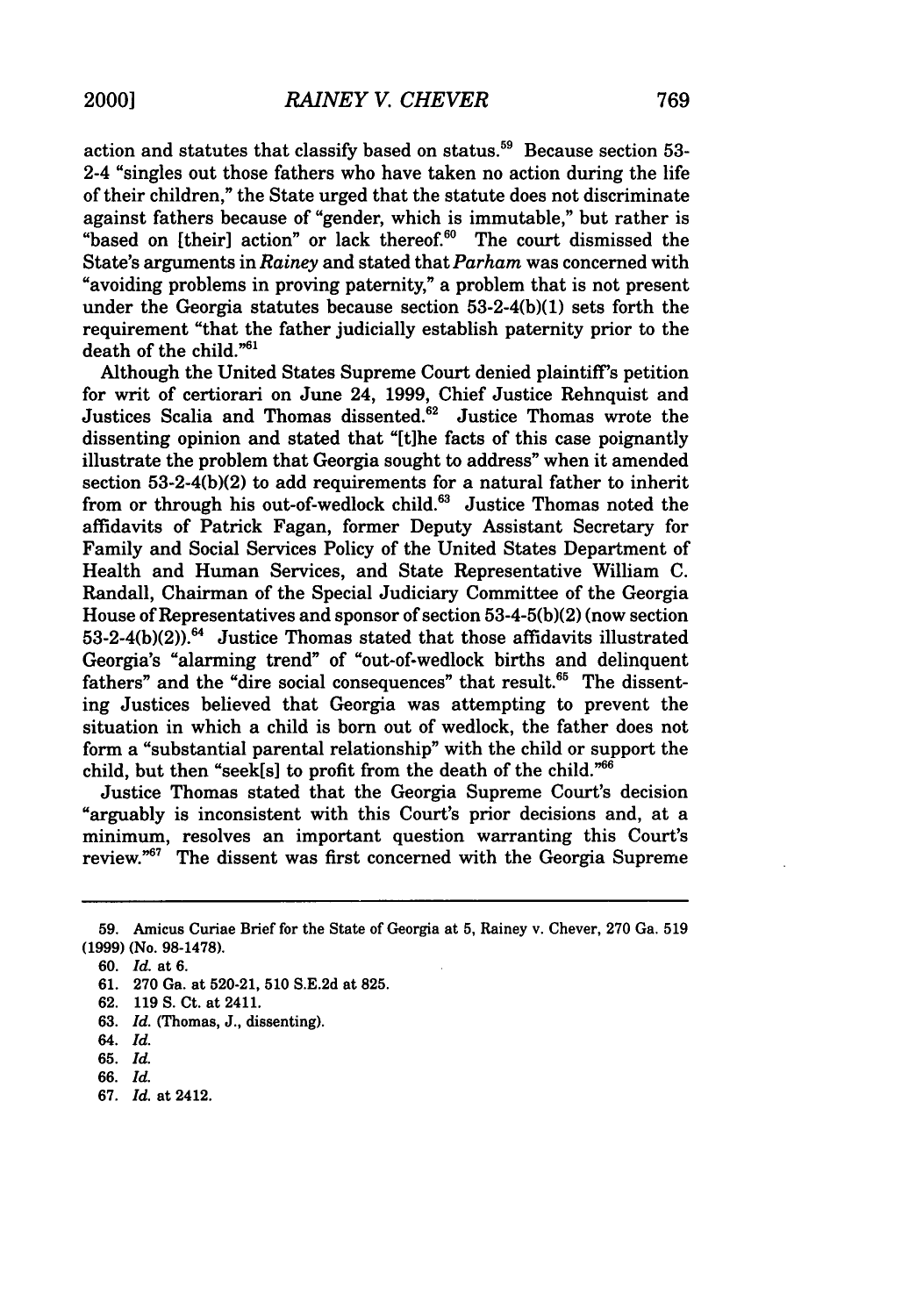action and statutes that classify based on status.[59] Because section 53-2-4 "singles out those fathers who have taken no action during the life of their children," the State urged that the statute does not discriminate against fathers because of "gender, which is immutable," but rather is "based on [their] action" or lack thereof.[60] The court dismissed the State's arguments in *Rainey* and stated that *Parham* was concerned with "avoiding problems in proving paternity," a problem that is not present under the Georgia statutes because section 53-2-4(b)(1) sets forth the requirement "that the father judicially establish paternity prior to the death of the child."[61]

Although the United States Supreme Court denied plaintiff's petition for writ of certiorari on June 24, 1999, Chief Justice Rehnquist and Justices Scalia and Thomas dissented.[62] Justice Thomas wrote the dissenting opinion and stated that "[t]he facts of this case poignantly illustrate the problem that Georgia sought to address" when it amended section 53-2-4(b)(2) to add requirements for a natural father to inherit from or through his out-of-wedlock child.[63] Justice Thomas noted the affidavits of Patrick Fagan, former Deputy Assistant Secretary for Family and Social Services Policy of the United States Department of Health and Human Services, and State Representative William C. Randall, Chairman of the Special Judiciary Committee of the Georgia House of Representatives and sponsor of section 53-4-5(b)(2) (now section 53-2-4(b)(2)).[64] Justice Thomas stated that those affidavits illustrated Georgia's "alarming trend" of "out-of-wedlock births and delinquent fathers" and the "dire social consequences" that result.[65] The dissenting Justices believed that Georgia was attempting to prevent the situation in which a child is born out of wedlock, the father does not form a "substantial parental relationship" with the child or support the child, but then "seek[s] to profit from the death of the child."[66]

Justice Thomas stated that the Georgia Supreme Court's decision "arguably is inconsistent with this Court's prior decisions and, at a minimum, resolves an important question warranting this Court's review."[67] The dissent was first concerned with the Georgia Supreme

---

59. Amicus Curiae Brief for the State of Georgia at 5, Rainey v. Chever, 270 Ga. 519 (1999) (No. 98-1478).

60. *Id.* at 6.

61. 270 Ga. at 520-21, 510 S.E.2d at 825.

62. 119 S. Ct. at 2411.

63. *Id.* (Thomas, J., dissenting).

64. *Id.*

65. *Id.*

66. *Id.*

67. *Id.* at 2412.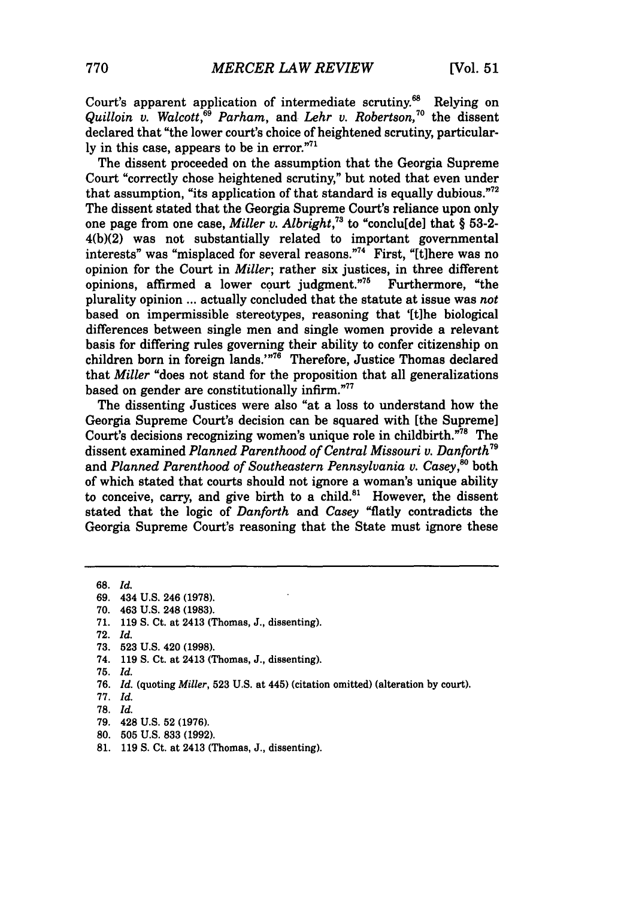Court's apparent application of intermediate scrutiny.[68] Relying on *Quilloin v. Walcott*,[69] *Parham*, and *Lehr v. Robertson*,[70] the dissent declared that "the lower court's choice of heightened scrutiny, particularly in this case, appears to be in error."[71]

The dissent proceeded on the assumption that the Georgia Supreme Court "correctly chose heightened scrutiny," but noted that even under that assumption, "its application of that standard is equally dubious."[72] The dissent stated that the Georgia Supreme Court's reliance upon only one page from one case, *Miller v. Albright*,[73] to "conclu[de] that § 53-2-4(b)(2) was not substantially related to important governmental interests" was "misplaced for several reasons."[74] First, "[t]here was no opinion for the Court in *Miller*; rather six justices, in three different opinions, affirmed a lower court judgment."[75] Furthermore, "the plurality opinion ... actually concluded that the statute at issue was *not* based on impermissible stereotypes, reasoning that '[t]he biological differences between single men and single women provide a relevant basis for differing rules governing their ability to confer citizenship on children born in foreign lands.'"[76] Therefore, Justice Thomas declared that *Miller* "does not stand for the proposition that all generalizations based on gender are constitutionally infirm."[77]

The dissenting Justices were also "at a loss to understand how the Georgia Supreme Court's decision can be squared with [the Supreme] Court's decisions recognizing women's unique role in childbirth."[78] The dissent examined *Planned Parenthood of Central Missouri v. Danforth*[79] and *Planned Parenthood of Southeastern Pennsylvania v. Casey*,[80] both of which stated that courts should not ignore a woman's unique ability to conceive, carry, and give birth to a child.[81] However, the dissent stated that the logic of *Danforth* and *Casey* "flatly contradicts the Georgia Supreme Court's reasoning that the State must ignore these

---

68. *Id.*
69. 434 U.S. 246 (1978).
70. 463 U.S. 248 (1983).
71. 119 S. Ct. at 2413 (Thomas, J., dissenting).
72. *Id.*
73. 523 U.S. 420 (1998).
74. 119 S. Ct. at 2413 (Thomas, J., dissenting).
75. *Id.*
76. *Id.* (quoting *Miller*, 523 U.S. at 445) (citation omitted) (alteration by court).
77. *Id.*
78. *Id.*
79. 428 U.S. 52 (1976).
80. 505 U.S. 833 (1992).
81. 119 S. Ct. at 2413 (Thomas, J., dissenting).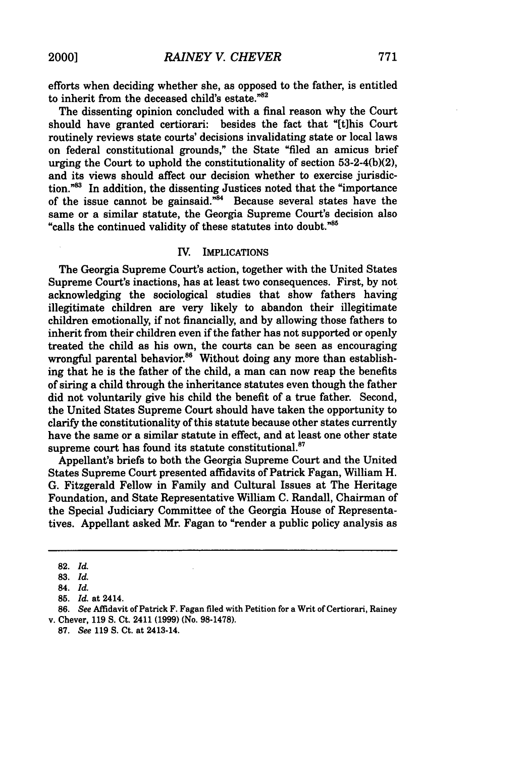efforts when deciding whether she, as opposed to the father, is entitled to inherit from the deceased child's estate."[82]

The dissenting opinion concluded with a final reason why the Court should have granted certiorari: besides the fact that "[t]his Court routinely reviews state courts' decisions invalidating state or local laws on federal constitutional grounds," the State "filed an amicus brief urging the Court to uphold the constitutionality of section 53-2-4(b)(2), and its views should affect our decision whether to exercise jurisdiction."[83] In addition, the dissenting Justices noted that the "importance of the issue cannot be gainsaid."[84] Because several states have the same or a similar statute, the Georgia Supreme Court's decision also "calls the continued validity of these statutes into doubt."[85]

## IV. IMPLICATIONS

The Georgia Supreme Court's action, together with the United States Supreme Court's inactions, has at least two consequences. First, by not acknowledging the sociological studies that show fathers having illegitimate children are very likely to abandon their illegitimate children emotionally, if not financially, and by allowing those fathers to inherit from their children even if the father has not supported or openly treated the child as his own, the courts can be seen as encouraging wrongful parental behavior.[86] Without doing any more than establishing that he is the father of the child, a man can now reap the benefits of siring a child through the inheritance statutes even though the father did not voluntarily give his child the benefit of a true father. Second, the United States Supreme Court should have taken the opportunity to clarify the constitutionality of this statute because other states currently have the same or a similar statute in effect, and at least one other state supreme court has found its statute constitutional.[87]

Appellant's briefs to both the Georgia Supreme Court and the United States Supreme Court presented affidavits of Patrick Fagan, William H. G. Fitzgerald Fellow in Family and Cultural Issues at The Heritage Foundation, and State Representative William C. Randall, Chairman of the Special Judiciary Committee of the Georgia House of Representatives. Appellant asked Mr. Fagan to "render a public policy analysis as

---

82. *Id.*

83. *Id.*

84. *Id.*

85. *Id.* at 2414.

86. *See* Affidavit of Patrick F. Fagan filed with Petition for a Writ of Certiorari, Rainey v. Chever, 119 S. Ct. 2411 (1999) (No. 98-1478).

87. *See* 119 S. Ct. at 2413-14.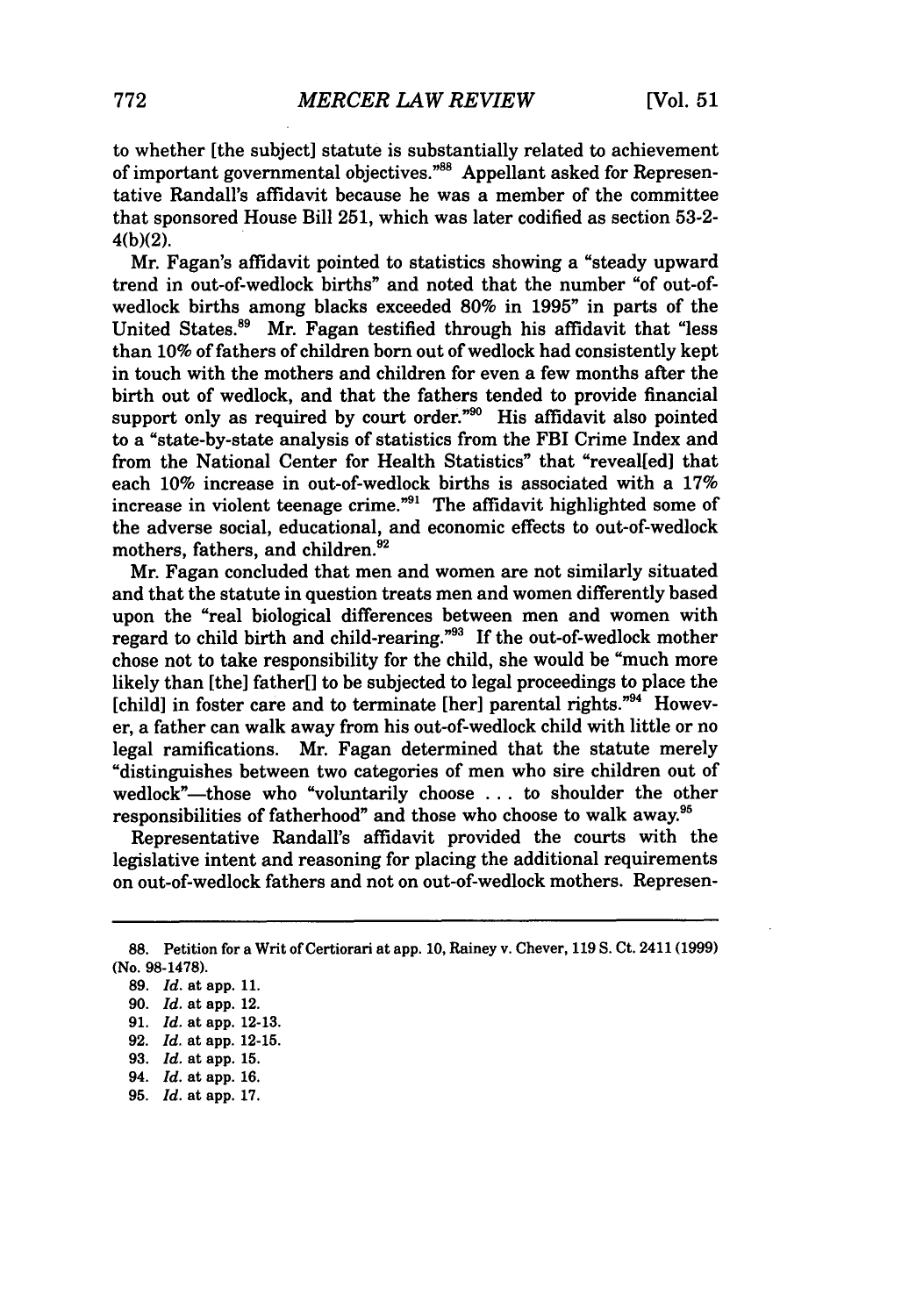to whether [the subject] statute is substantially related to achievement of important governmental objectives."[88] Appellant asked for Representative Randall's affidavit because he was a member of the committee that sponsored House Bill 251, which was later codified as section 53-2-4(b)(2).

Mr. Fagan's affidavit pointed to statistics showing a "steady upward trend in out-of-wedlock births" and noted that the number "of out-of-wedlock births among blacks exceeded 80% in 1995" in parts of the United States.[89] Mr. Fagan testified through his affidavit that "less than 10% of fathers of children born out of wedlock had consistently kept in touch with the mothers and children for even a few months after the birth out of wedlock, and that the fathers tended to provide financial support only as required by court order."[90] His affidavit also pointed to a "state-by-state analysis of statistics from the FBI Crime Index and from the National Center for Health Statistics" that "reveal[ed] that each 10% increase in out-of-wedlock births is associated with a 17% increase in violent teenage crime."[91] The affidavit highlighted some of the adverse social, educational, and economic effects to out-of-wedlock mothers, fathers, and children.[92]

Mr. Fagan concluded that men and women are not similarly situated and that the statute in question treats men and women differently based upon the "real biological differences between men and women with regard to child birth and child-rearing."[93] If the out-of-wedlock mother chose not to take responsibility for the child, she would be "much more likely than [the] father[] to be subjected to legal proceedings to place the [child] in foster care and to terminate [her] parental rights."[94] However, a father can walk away from his out-of-wedlock child with little or no legal ramifications. Mr. Fagan determined that the statute merely "distinguishes between two categories of men who sire children out of wedlock"—those who "voluntarily choose . . . to shoulder the other responsibilities of fatherhood" and those who choose to walk away.[95]

Representative Randall's affidavit provided the courts with the legislative intent and reasoning for placing the additional requirements on out-of-wedlock fathers and not on out-of-wedlock mothers. Represen-

---

88. Petition for a Writ of Certiorari at app. 10, Rainey v. Chever, 119 S. Ct. 2411 (1999) (No. 98-1478).

89. *Id.* at app. 11.

90. *Id.* at app. 12.

91. *Id.* at app. 12-13.

92. *Id.* at app. 12-15.

93. *Id.* at app. 15.

94. *Id.* at app. 16.

95. *Id.* at app. 17.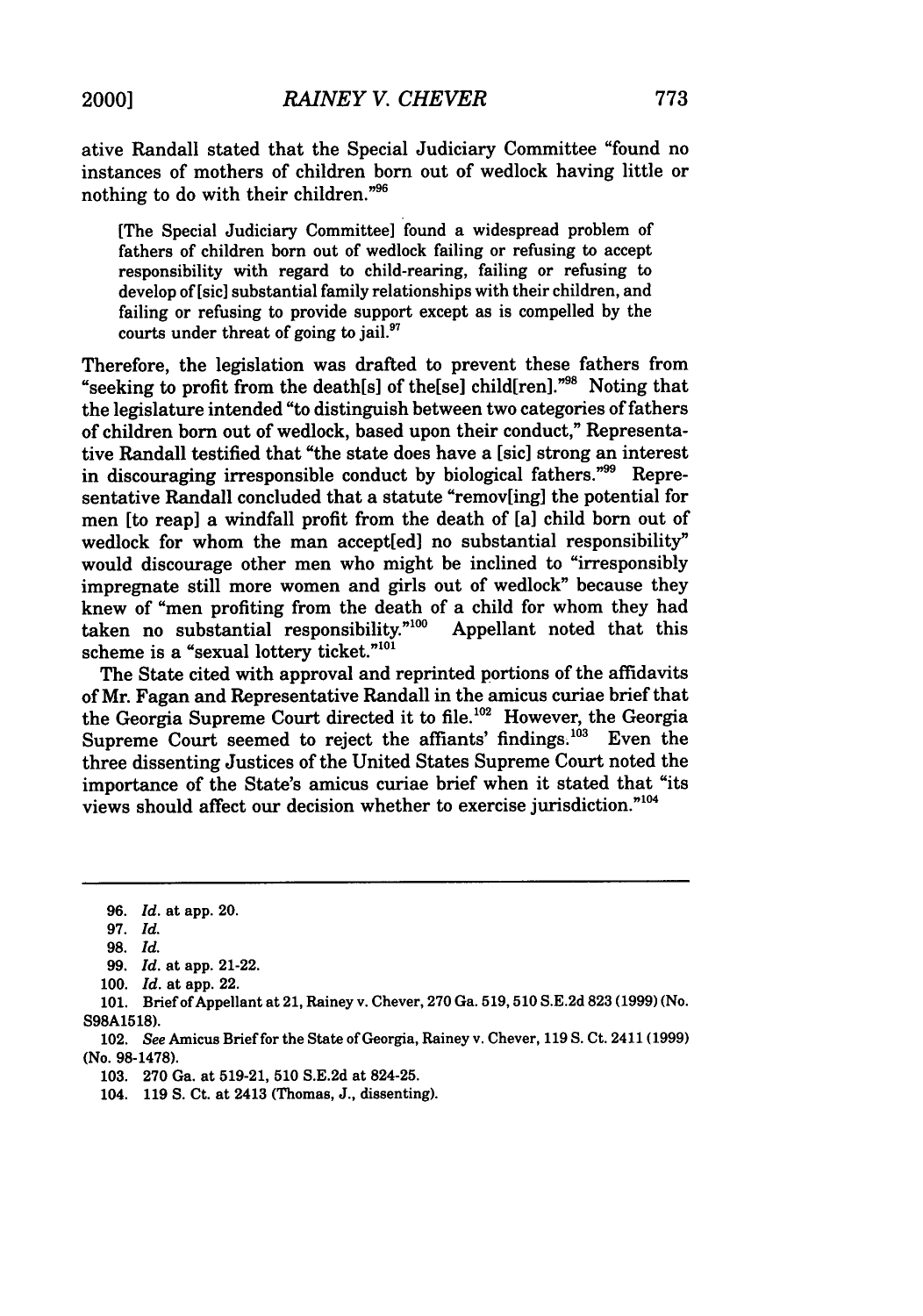ative Randall stated that the Special Judiciary Committee "found no instances of mothers of children born out of wedlock having little or nothing to do with their children."[96]

> [The Special Judiciary Committee] found a widespread problem of fathers of children born out of wedlock failing or refusing to accept responsibility with regard to child-rearing, failing or refusing to develop of [sic] substantial family relationships with their children, and failing or refusing to provide support except as is compelled by the courts under threat of going to jail.[97]

Therefore, the legislation was drafted to prevent these fathers from "seeking to profit from the death[s] of the[se] child[ren]."[98] Noting that the legislature intended "to distinguish between two categories of fathers of children born out of wedlock, based upon their conduct," Representative Randall testified that "the state does have a [sic] strong an interest in discouraging irresponsible conduct by biological fathers."[99] Representative Randall concluded that a statute "remov[ing] the potential for men [to reap] a windfall profit from the death of [a] child born out of wedlock for whom the man accept[ed] no substantial responsibility" would discourage other men who might be inclined to "irresponsibly impregnate still more women and girls out of wedlock" because they knew of "men profiting from the death of a child for whom they had taken no substantial responsibility."[100] Appellant noted that this scheme is a "sexual lottery ticket."[101]

The State cited with approval and reprinted portions of the affidavits of Mr. Fagan and Representative Randall in the amicus curiae brief that the Georgia Supreme Court directed it to file.[102] However, the Georgia Supreme Court seemed to reject the affiants' findings.[103] Even the three dissenting Justices of the United States Supreme Court noted the importance of the State's amicus curiae brief when it stated that "its views should affect our decision whether to exercise jurisdiction."[104]

---

96. *Id.* at app. 20.

97. *Id.*

98. *Id.*

99. *Id.* at app. 21-22.

100. *Id.* at app. 22.

101. Brief of Appellant at 21, Rainey v. Chever, 270 Ga. 519, 510 S.E.2d 823 (1999) (No. S98A1518).

102. *See* Amicus Brief for the State of Georgia, Rainey v. Chever, 119 S. Ct. 2411 (1999) (No. 98-1478).

103. 270 Ga. at 519-21, 510 S.E.2d at 824-25.

104. 119 S. Ct. at 2413 (Thomas, J., dissenting).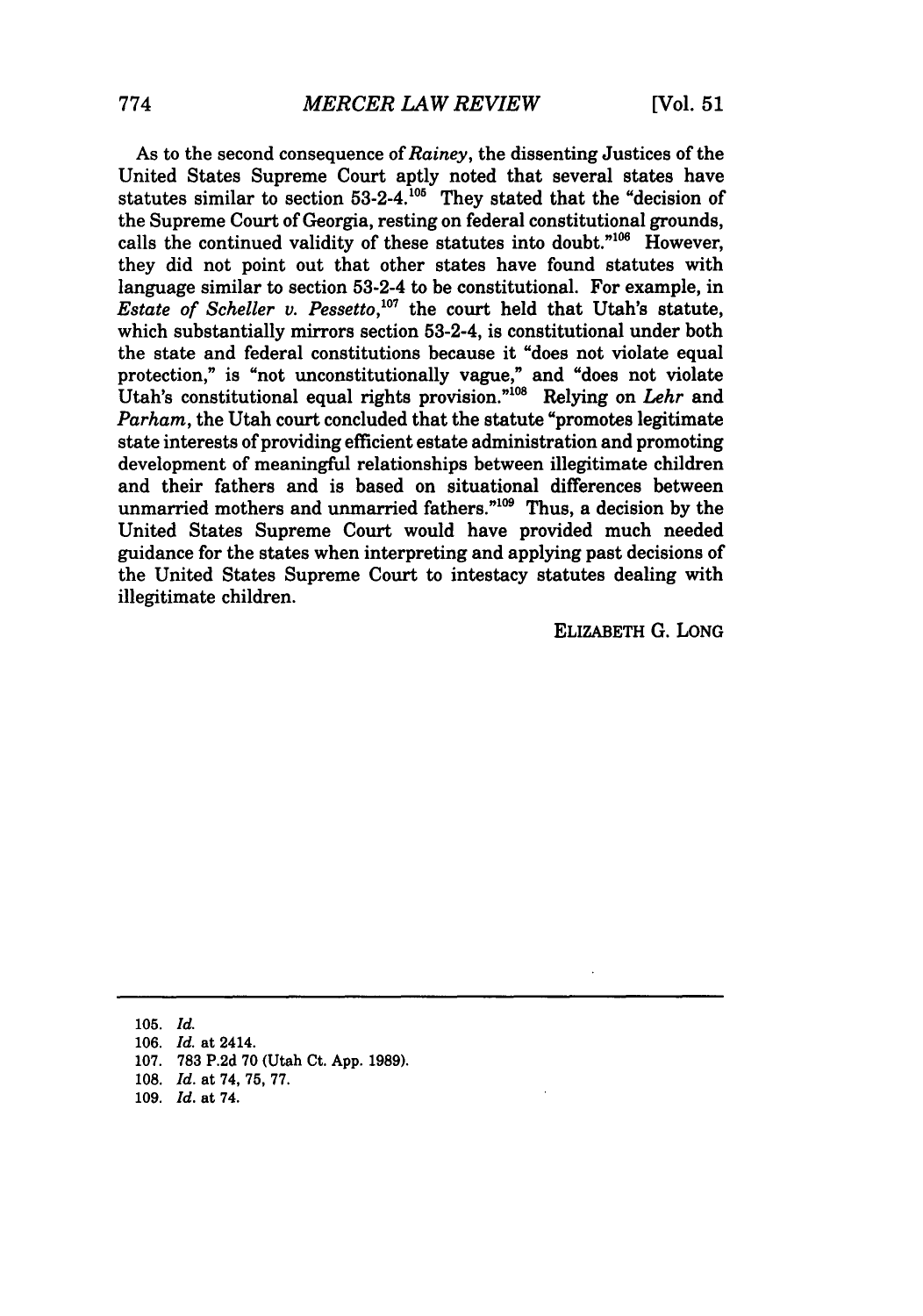As to the second consequence of *Rainey*, the dissenting Justices of the United States Supreme Court aptly noted that several states have statutes similar to section 53-2-4.[105] They stated that the "decision of the Supreme Court of Georgia, resting on federal constitutional grounds, calls the continued validity of these statutes into doubt."[106] However, they did not point out that other states have found statutes with language similar to section 53-2-4 to be constitutional. For example, in *Estate of Scheller v. Pessetto*,[107] the court held that Utah's statute, which substantially mirrors section 53-2-4, is constitutional under both the state and federal constitutions because it "does not violate equal protection," is "not unconstitutionally vague," and "does not violate Utah's constitutional equal rights provision."[108] Relying on *Lehr* and *Parham*, the Utah court concluded that the statute "promotes legitimate state interests of providing efficient estate administration and promoting development of meaningful relationships between illegitimate children and their fathers and is based on situational differences between unmarried mothers and unmarried fathers."[109] Thus, a decision by the United States Supreme Court would have provided much needed guidance for the states when interpreting and applying past decisions of the United States Supreme Court to intestacy statutes dealing with illegitimate children.

ELIZABETH G. LONG

---

105. *Id.*
106. *Id.* at 2414.
107. 783 P.2d 70 (Utah Ct. App. 1989).
108. *Id.* at 74, 75, 77.
109. *Id.* at 74.